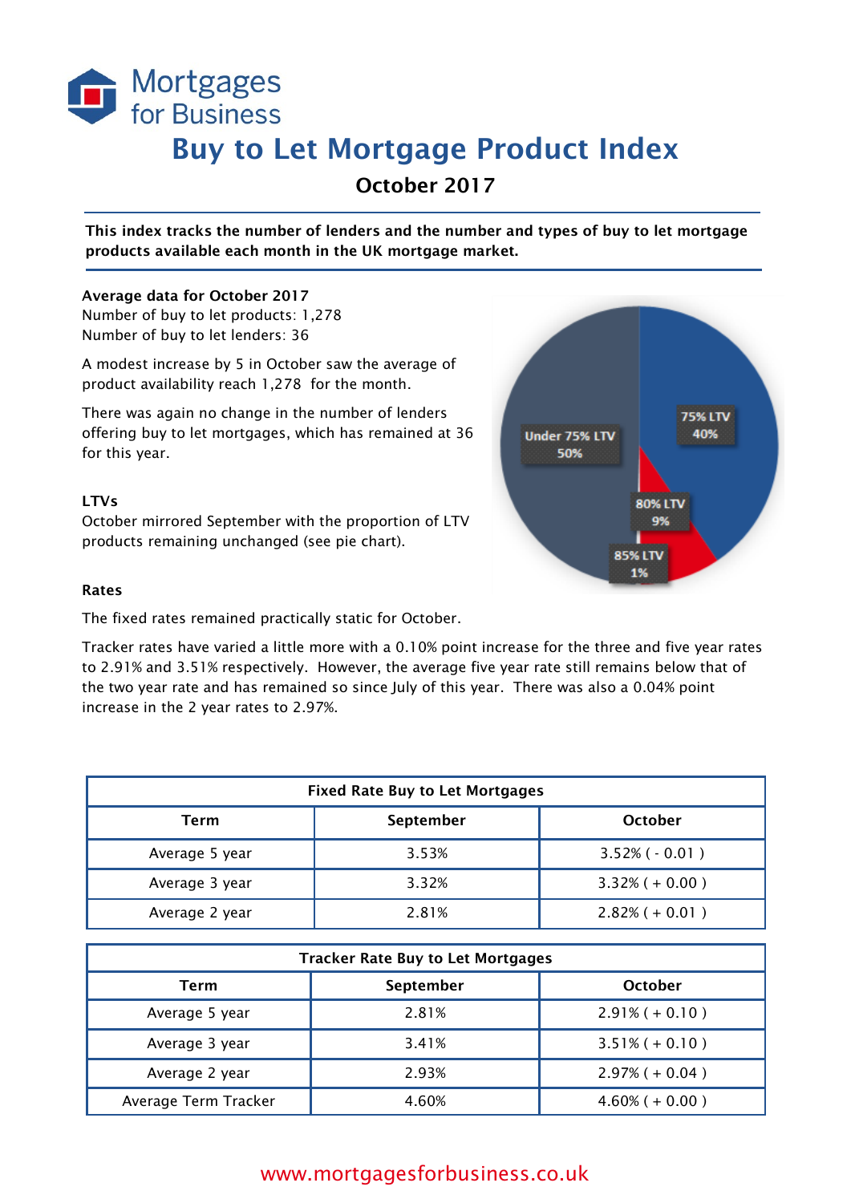Mortgages for Business

# Buy to Let Mortgage Product Index

## October 2017

**This index tracks the number of lenders and the number and types of buy to let mortgage products available each month in the UK mortgage market.**

**Average data for October 2017**
Number of buy to let products: 1,278
Number of buy to let lenders: 36

A modest increase by 5 in October saw the average of product availability reach 1,278 for the month.

There was again no change in the number of lenders offering buy to let mortgages, which has remained at 36 for this year.

### LTVs

October mirrored September with the proportion of LTV products remaining unchanged (see pie chart).

Under 75% LTV 50%
75% LTV 40%
80% LTV 9%
85% LTV 1%

### Rates

The fixed rates remained practically static for October.

Tracker rates have varied a little more with a 0.10% point increase for the three and five year rates to 2.91% and 3.51% respectively. However, the average five year rate still remains below that of the two year rate and has remained so since July of this year. There was also a 0.04% point increase in the 2 year rates to 2.97%.

| Fixed Rate Buy to Let Mortgages | | |
|---|---|---|
| **Term** | **September** | **October** |
| Average 5 year | 3.53% | 3.52% ( - 0.01 ) |
| Average 3 year | 3.32% | 3.32% ( + 0.00 ) |
| Average 2 year | 2.81% | 2.82% ( + 0.01 ) |

| Tracker Rate Buy to Let Mortgages | | |
|---|---|---|
| **Term** | **September** | **October** |
| Average 5 year | 2.81% | 2.91% ( + 0.10 ) |
| Average 3 year | 3.41% | 3.51% ( + 0.10 ) |
| Average 2 year | 2.93% | 2.97% ( + 0.04 ) |
| Average Term Tracker | 4.60% | 4.60% ( + 0.00 ) |

www.mortgagesforbusiness.co.uk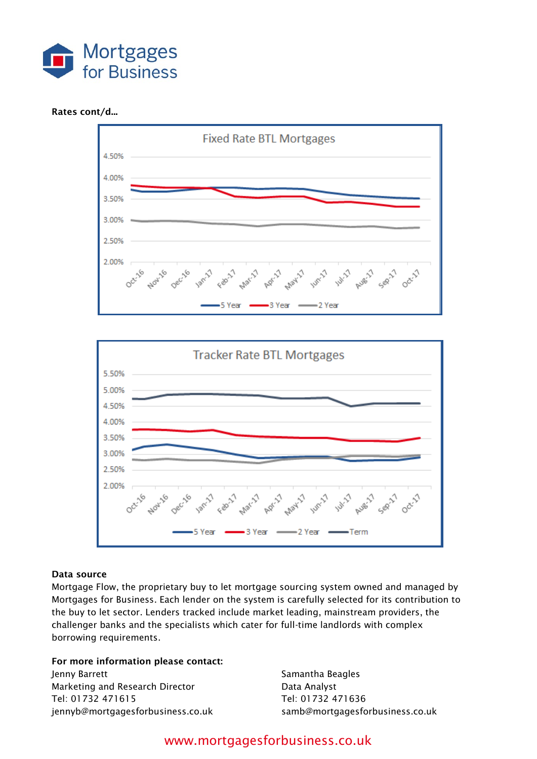**Rates cont/d...**

Fixed Rate BTL Mortgages

4.50%
4.00%
3.50%
3.00%
2.50%
2.00%

Oct-16 Nov-16 Dec-16 Jan-17 Feb-17 Mar-17 Apr-17 May-17 Jun-17 Jul-17 Aug-17 Sep-17 Oct-17

5 Year 3 Year 2 Year

Tracker Rate BTL Mortgages

5.50%
5.00%
4.50%
4.00%
3.50%
3.00%
2.50%
2.00%

Oct-16 Nov-16 Dec-16 Jan-17 Feb-17 Mar-17 Apr-17 May-17 Jun-17 Jul-17 Aug-17 Sep-17 Oct-17

5 Year 3 Year 2 Year Term

**Data source**

Mortgage Flow, the proprietary buy to let mortgage sourcing system owned and managed by Mortgages for Business. Each lender on the system is carefully selected for its contribution to the buy to let sector. Lenders tracked include market leading, mainstream providers, the challenger banks and the specialists which cater for full-time landlords with complex borrowing requirements.

**For more information please contact:**

Jenny Barrett
Marketing and Research Director
Tel: 01732 471615
jennyb@mortgagesforbusiness.co.uk

Samantha Beagles
Data Analyst
Tel: 01732 471636
samb@mortgagesforbusiness.co.uk

www.mortgagesforbusiness.co.uk